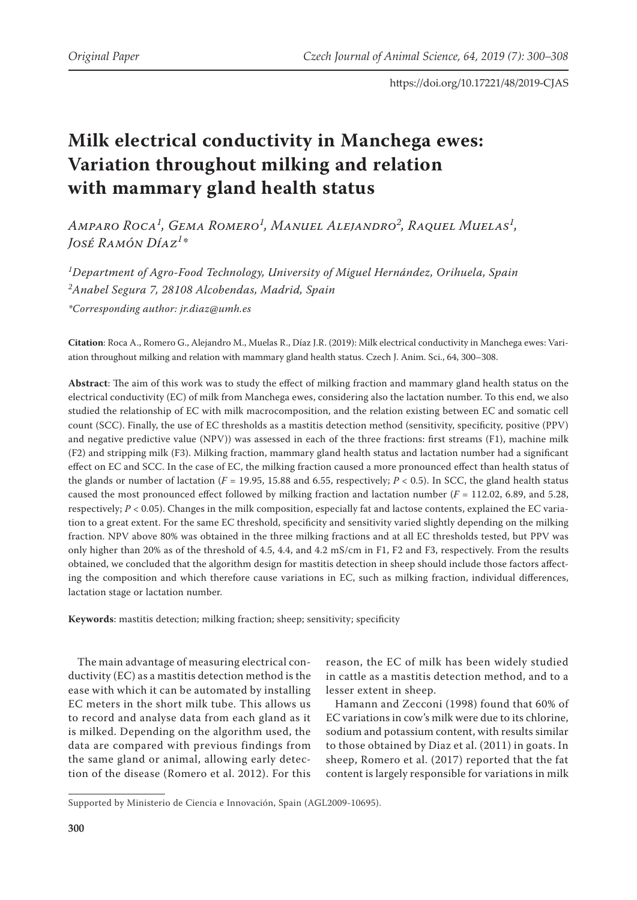# Milk electrical conductivity in Manchega ewes: Variation throughout milking and relation with mammary gland health status

*Amparo Roca[1], Gema Romero[1], Manuel Alejandro[2], Raquel Muelas[1], José Ramón Díaz[1]\**

*[1]Department of Agro-Food Technology, University of Miguel Hernández, Orihuela, Spain*
*[2]Anabel Segura 7, 28108 Alcobendas, Madrid, Spain*

*\*Corresponding author: jr.diaz@umh.es*

**Citation**: Roca A., Romero G., Alejandro M., Muelas R., Díaz J.R. (2019): Milk electrical conductivity in Manchega ewes: Variation throughout milking and relation with mammary gland health status. Czech J. Anim. Sci., 64, 300–308.

**Abstract**: The aim of this work was to study the effect of milking fraction and mammary gland health status on the electrical conductivity (EC) of milk from Manchega ewes, considering also the lactation number. To this end, we also studied the relationship of EC with milk macrocomposition, and the relation existing between EC and somatic cell count (SCC). Finally, the use of EC thresholds as a mastitis detection method (sensitivity, specificity, positive (PPV) and negative predictive value (NPV)) was assessed in each of the three fractions: first streams (F1), machine milk (F2) and stripping milk (F3). Milking fraction, mammary gland health status and lactation number had a significant effect on EC and SCC. In the case of EC, the milking fraction caused a more pronounced effect than health status of the glands or number of lactation ($F$ = 19.95, 15.88 and 6.55, respectively; $P < 0.5$). In SCC, the gland health status caused the most pronounced effect followed by milking fraction and lactation number ($F$ = 112.02, 6.89, and 5.28, respectively; $P < 0.05$). Changes in the milk composition, especially fat and lactose contents, explained the EC variation to a great extent. For the same EC threshold, specificity and sensitivity varied slightly depending on the milking fraction. NPV above 80% was obtained in the three milking fractions and at all EC thresholds tested, but PPV was only higher than 20% as of the threshold of 4.5, 4.4, and 4.2 mS/cm in F1, F2 and F3, respectively. From the results obtained, we concluded that the algorithm design for mastitis detection in sheep should include those factors affecting the composition and which therefore cause variations in EC, such as milking fraction, individual differences, lactation stage or lactation number.

**Keywords**: mastitis detection; milking fraction; sheep; sensitivity; specificity

The main advantage of measuring electrical conductivity (EC) as a mastitis detection method is the ease with which it can be automated by installing EC meters in the short milk tube. This allows us to record and analyse data from each gland as it is milked. Depending on the algorithm used, the data are compared with previous findings from the same gland or animal, allowing early detection of the disease (Romero et al. 2012). For this reason, the EC of milk has been widely studied in cattle as a mastitis detection method, and to a lesser extent in sheep.

Hamann and Zecconi (1998) found that 60% of EC variations in cow's milk were due to its chlorine, sodium and potassium content, with results similar to those obtained by Diaz et al. (2011) in goats. In sheep, Romero et al. (2017) reported that the fat content is largely responsible for variations in milk

Supported by Ministerio de Ciencia e Innovación, Spain (AGL2009-10695).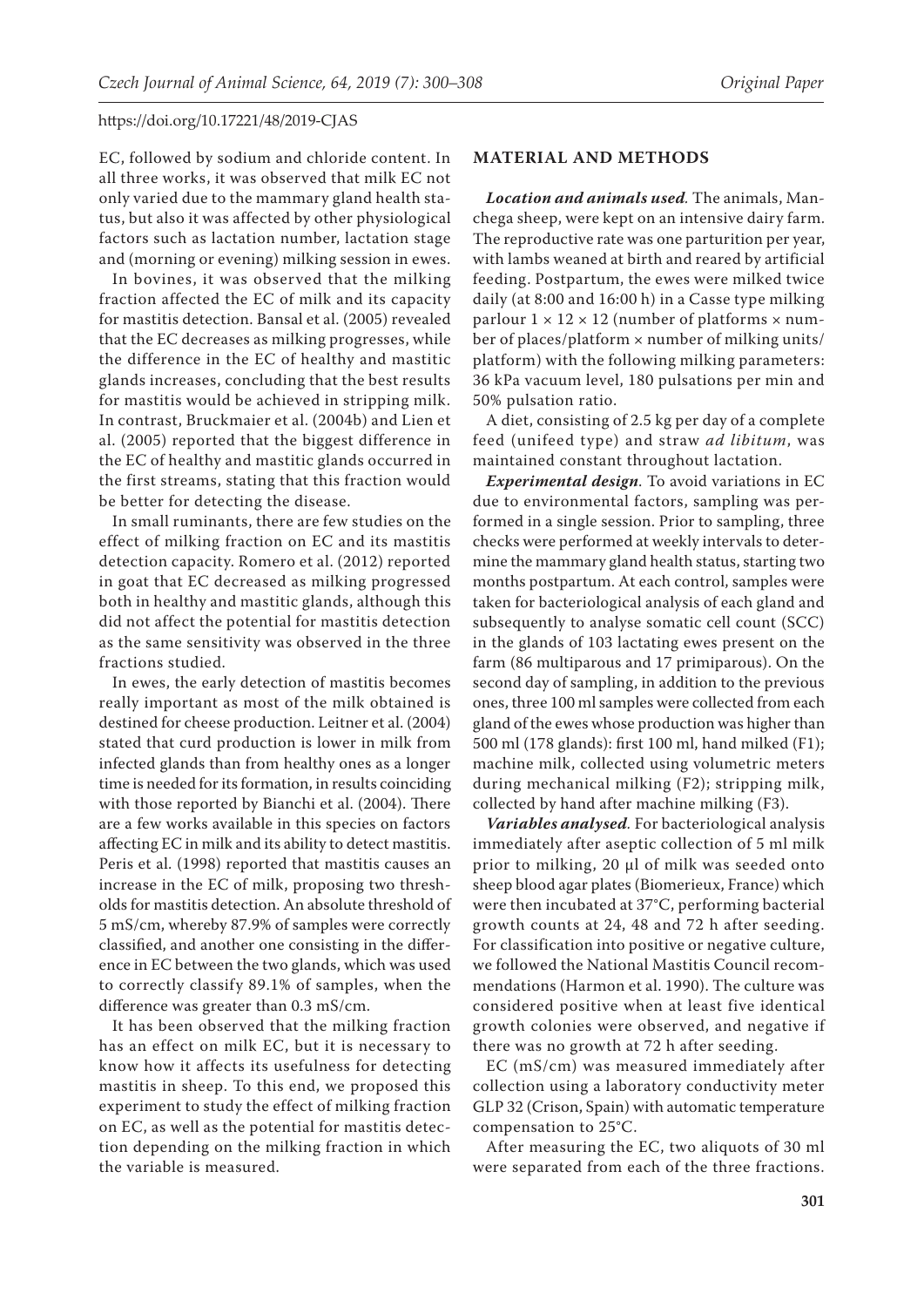EC, followed by sodium and chloride content. In all three works, it was observed that milk EC not only varied due to the mammary gland health status, but also it was affected by other physiological factors such as lactation number, lactation stage and (morning or evening) milking session in ewes.

In bovines, it was observed that the milking fraction affected the EC of milk and its capacity for mastitis detection. Bansal et al. (2005) revealed that the EC decreases as milking progresses, while the difference in the EC of healthy and mastitic glands increases, concluding that the best results for mastitis would be achieved in stripping milk. In contrast, Bruckmaier et al. (2004b) and Lien et al. (2005) reported that the biggest difference in the EC of healthy and mastitic glands occurred in the first streams, stating that this fraction would be better for detecting the disease.

In small ruminants, there are few studies on the effect of milking fraction on EC and its mastitis detection capacity. Romero et al. (2012) reported in goat that EC decreased as milking progressed both in healthy and mastitic glands, although this did not affect the potential for mastitis detection as the same sensitivity was observed in the three fractions studied.

In ewes, the early detection of mastitis becomes really important as most of the milk obtained is destined for cheese production. Leitner et al. (2004) stated that curd production is lower in milk from infected glands than from healthy ones as a longer time is needed for its formation, in results coinciding with those reported by Bianchi et al. (2004). There are a few works available in this species on factors affecting EC in milk and its ability to detect mastitis. Peris et al. (1998) reported that mastitis causes an increase in the EC of milk, proposing two thresholds for mastitis detection. An absolute threshold of 5 mS/cm, whereby 87.9% of samples were correctly classified, and another one consisting in the difference in EC between the two glands, which was used to correctly classify 89.1% of samples, when the difference was greater than 0.3 mS/cm.

It has been observed that the milking fraction has an effect on milk EC, but it is necessary to know how it affects its usefulness for detecting mastitis in sheep. To this end, we proposed this experiment to study the effect of milking fraction on EC, as well as the potential for mastitis detection depending on the milking fraction in which the variable is measured.

## MATERIAL AND METHODS

***Location and animals used.*** The animals, Manchega sheep, were kept on an intensive dairy farm. The reproductive rate was one parturition per year, with lambs weaned at birth and reared by artificial feeding. Postpartum, the ewes were milked twice daily (at 8:00 and 16:00 h) in a Casse type milking parlour 1 × 12 × 12 (number of platforms × number of places/platform × number of milking units/platform) with the following milking parameters: 36 kPa vacuum level, 180 pulsations per min and 50% pulsation ratio.

A diet, consisting of 2.5 kg per day of a complete feed (unifeed type) and straw *ad libitum*, was maintained constant throughout lactation.

***Experimental design.*** To avoid variations in EC due to environmental factors, sampling was performed in a single session. Prior to sampling, three checks were performed at weekly intervals to determine the mammary gland health status, starting two months postpartum. At each control, samples were taken for bacteriological analysis of each gland and subsequently to analyse somatic cell count (SCC) in the glands of 103 lactating ewes present on the farm (86 multiparous and 17 primiparous). On the second day of sampling, in addition to the previous ones, three 100 ml samples were collected from each gland of the ewes whose production was higher than 500 ml (178 glands): first 100 ml, hand milked (F1); machine milk, collected using volumetric meters during mechanical milking (F2); stripping milk, collected by hand after machine milking (F3).

***Variables analysed.*** For bacteriological analysis immediately after aseptic collection of 5 ml milk prior to milking, 20 µl of milk was seeded onto sheep blood agar plates (Biomerieux, France) which were then incubated at 37°C, performing bacterial growth counts at 24, 48 and 72 h after seeding. For classification into positive or negative culture, we followed the National Mastitis Council recommendations (Harmon et al. 1990). The culture was considered positive when at least five identical growth colonies were observed, and negative if there was no growth at 72 h after seeding.

EC (mS/cm) was measured immediately after collection using a laboratory conductivity meter GLP 32 (Crison, Spain) with automatic temperature compensation to 25°C.

After measuring the EC, two aliquots of 30 ml were separated from each of the three fractions.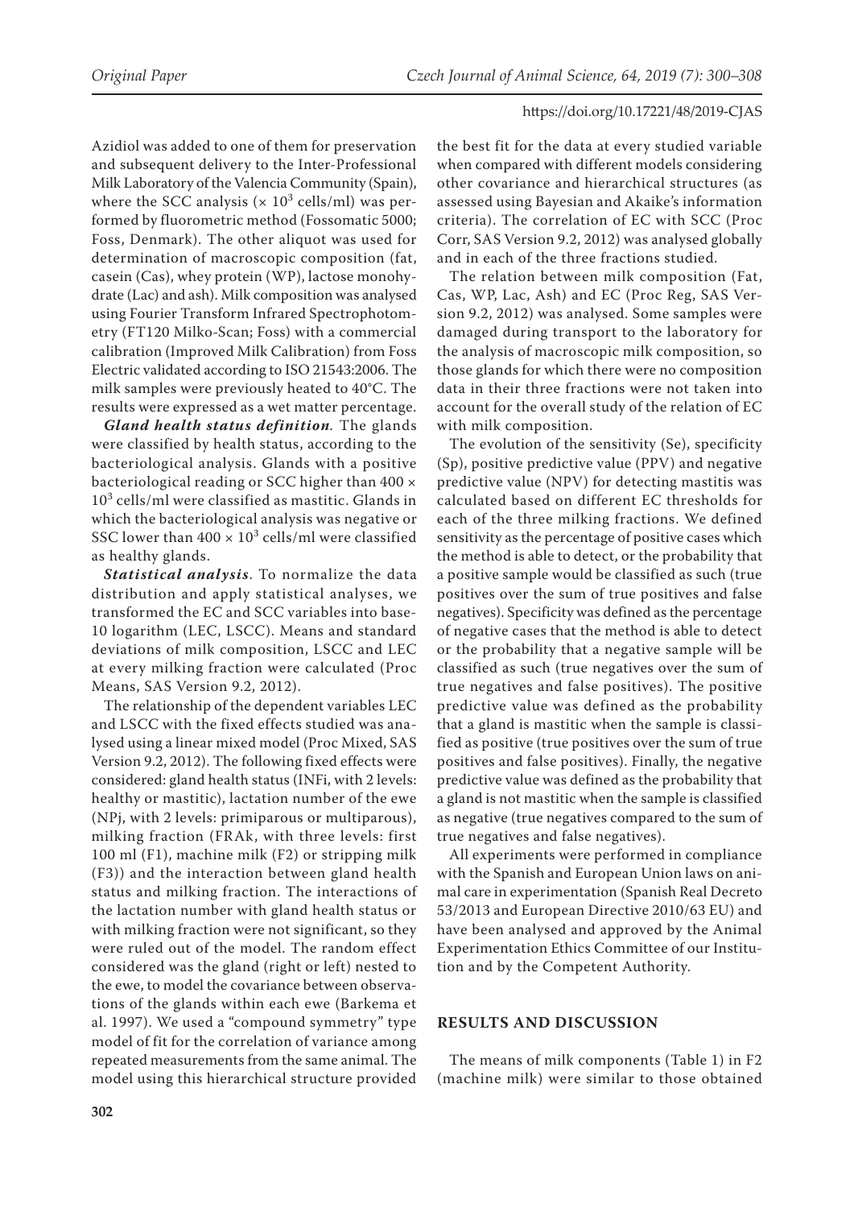Azidiol was added to one of them for preservation and subsequent delivery to the Inter-Professional Milk Laboratory of the Valencia Community (Spain), where the SCC analysis ($\times 10^3$ cells/ml) was performed by fluorometric method (Fossomatic 5000; Foss, Denmark). The other aliquot was used for determination of macroscopic composition (fat, casein (Cas), whey protein (WP), lactose monohydrate (Lac) and ash). Milk composition was analysed using Fourier Transform Infrared Spectrophotometry (FT120 Milko-Scan; Foss) with a commercial calibration (Improved Milk Calibration) from Foss Electric validated according to ISO 21543:2006. The milk samples were previously heated to 40°C. The results were expressed as a wet matter percentage.

***Gland health status definition****.* The glands were classified by health status, according to the bacteriological analysis. Glands with a positive bacteriological reading or SCC higher than $400 \times 10^3$ cells/ml were classified as mastitic. Glands in which the bacteriological analysis was negative or SSC lower than $400 \times 10^3$ cells/ml were classified as healthy glands.

***Statistical analysis****.* To normalize the data distribution and apply statistical analyses, we transformed the EC and SCC variables into base-10 logarithm (LEC, LSCC). Means and standard deviations of milk composition, LSCC and LEC at every milking fraction were calculated (Proc Means, SAS Version 9.2, 2012).

The relationship of the dependent variables LEC and LSCC with the fixed effects studied was analysed using a linear mixed model (Proc Mixed, SAS Version 9.2, 2012). The following fixed effects were considered: gland health status (INFi, with 2 levels: healthy or mastitic), lactation number of the ewe (NPj, with 2 levels: primiparous or multiparous), milking fraction (FRAk, with three levels: first 100 ml (F1), machine milk (F2) or stripping milk (F3)) and the interaction between gland health status and milking fraction. The interactions of the lactation number with gland health status or with milking fraction were not significant, so they were ruled out of the model. The random effect considered was the gland (right or left) nested to the ewe, to model the covariance between observations of the glands within each ewe (Barkema et al. 1997). We used a "compound symmetry" type model of fit for the correlation of variance among repeated measurements from the same animal. The model using this hierarchical structure provided the best fit for the data at every studied variable when compared with different models considering other covariance and hierarchical structures (as assessed using Bayesian and Akaike's information criteria). The correlation of EC with SCC (Proc Corr, SAS Version 9.2, 2012) was analysed globally and in each of the three fractions studied.

The relation between milk composition (Fat, Cas, WP, Lac, Ash) and EC (Proc Reg, SAS Version 9.2, 2012) was analysed. Some samples were damaged during transport to the laboratory for the analysis of macroscopic milk composition, so those glands for which there were no composition data in their three fractions were not taken into account for the overall study of the relation of EC with milk composition.

The evolution of the sensitivity (Se), specificity (Sp), positive predictive value (PPV) and negative predictive value (NPV) for detecting mastitis was calculated based on different EC thresholds for each of the three milking fractions. We defined sensitivity as the percentage of positive cases which the method is able to detect, or the probability that a positive sample would be classified as such (true positives over the sum of true positives and false negatives). Specificity was defined as the percentage of negative cases that the method is able to detect or the probability that a negative sample will be classified as such (true negatives over the sum of true negatives and false positives). The positive predictive value was defined as the probability that a gland is mastitic when the sample is classified as positive (true positives over the sum of true positives and false positives). Finally, the negative predictive value was defined as the probability that a gland is not mastitic when the sample is classified as negative (true negatives compared to the sum of true negatives and false negatives).

All experiments were performed in compliance with the Spanish and European Union laws on animal care in experimentation (Spanish Real Decreto 53/2013 and European Directive 2010/63 EU) and have been analysed and approved by the Animal Experimentation Ethics Committee of our Institution and by the Competent Authority.

## RESULTS AND DISCUSSION

The means of milk components (Table 1) in F2 (machine milk) were similar to those obtained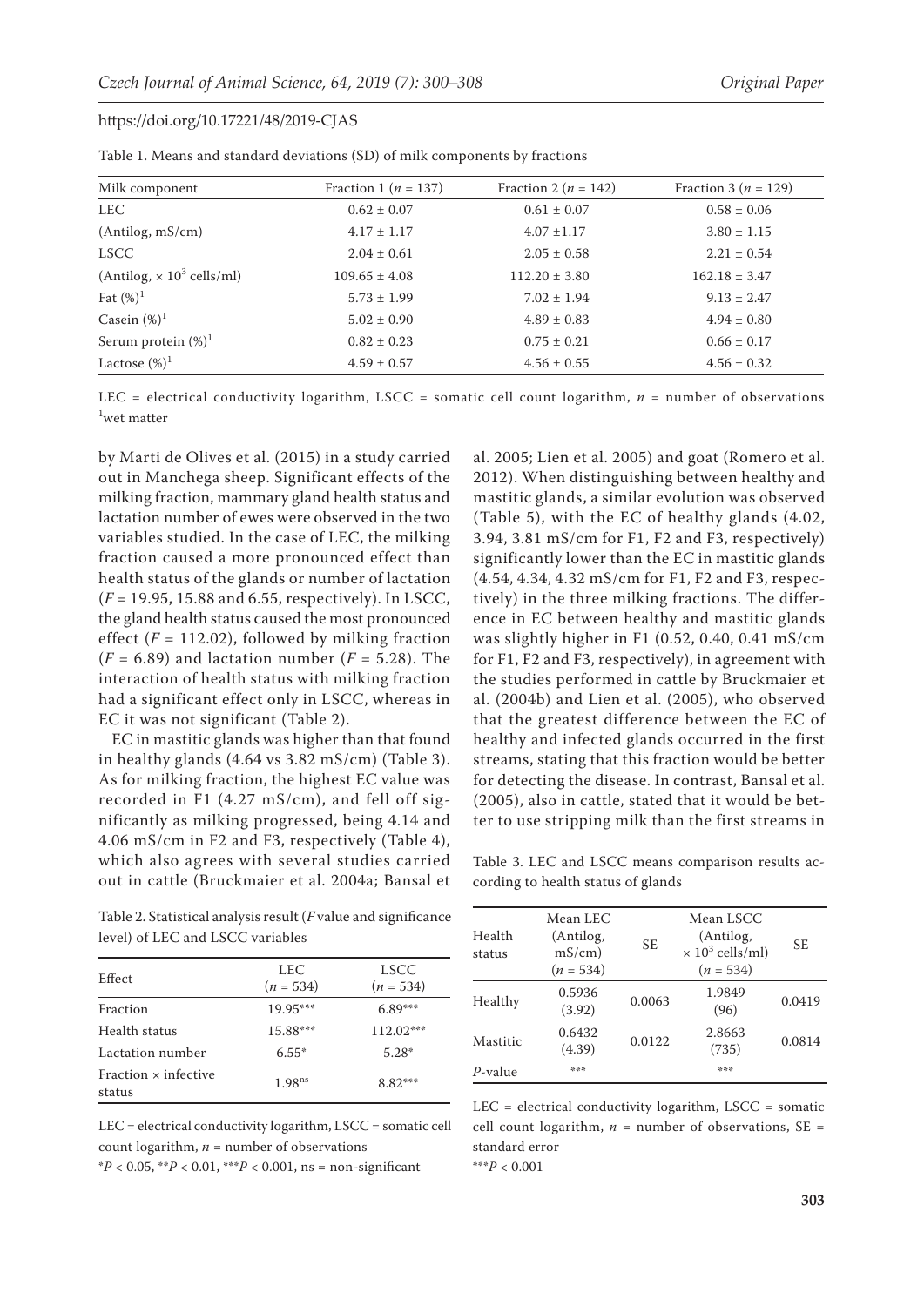Table 1. Means and standard deviations (SD) of milk components by fractions

| Milk component | Fraction 1 ($n$ = 137) | Fraction 2 ($n$ = 142) | Fraction 3 ($n$ = 129) |
|---|---|---|---|
| LEC | 0.62 ± 0.07 | 0.61 ± 0.07 | 0.58 ± 0.06 |
| (Antilog, mS/cm) | 4.17 ± 1.17 | 4.07 ±1.17 | 3.80 ± 1.15 |
| LSCC | 2.04 ± 0.61 | 2.05 ± 0.58 | 2.21 ± 0.54 |
| (Antilog, $\times 10^3$ cells/ml) | 109.65 ± 4.08 | 112.20 ± 3.80 | 162.18 ± 3.47 |
| Fat (%)[1] | 5.73 ± 1.99 | 7.02 ± 1.94 | 9.13 ± 2.47 |
| Casein (%)[1] | 5.02 ± 0.90 | 4.89 ± 0.83 | 4.94 ± 0.80 |
| Serum protein (%)[1] | 0.82 ± 0.23 | 0.75 ± 0.21 | 0.66 ± 0.17 |
| Lactose (%)[1] | 4.59 ± 0.57 | 4.56 ± 0.55 | 4.56 ± 0.32 |

LEC = electrical conductivity logarithm, LSCC = somatic cell count logarithm, $n$ = number of observations
[1]wet matter

by Marti de Olives et al. (2015) in a study carried out in Manchega sheep. Significant effects of the milking fraction, mammary gland health status and lactation number of ewes were observed in the two variables studied. In the case of LEC, the milking fraction caused a more pronounced effect than health status of the glands or number of lactation ($F$ = 19.95, 15.88 and 6.55, respectively). In LSCC, the gland health status caused the most pronounced effect ($F$ = 112.02), followed by milking fraction ($F$ = 6.89) and lactation number ($F$ = 5.28). The interaction of health status with milking fraction had a significant effect only in LSCC, whereas in EC it was not significant (Table 2).

EC in mastitic glands was higher than that found in healthy glands (4.64 vs 3.82 mS/cm) (Table 3). As for milking fraction, the highest EC value was recorded in F1 (4.27 mS/cm), and fell off significantly as milking progressed, being 4.14 and 4.06 mS/cm in F2 and F3, respectively (Table 4), which also agrees with several studies carried out in cattle (Bruckmaier et al. 2004a; Bansal et al. 2005; Lien et al. 2005) and goat (Romero et al. 2012). When distinguishing between healthy and mastitic glands, a similar evolution was observed (Table 5), with the EC of healthy glands (4.02, 3.94, 3.81 mS/cm for F1, F2 and F3, respectively) significantly lower than the EC in mastitic glands (4.54, 4.34, 4.32 mS/cm for F1, F2 and F3, respectively) in the three milking fractions. The difference in EC between healthy and mastitic glands was slightly higher in F1 (0.52, 0.40, 0.41 mS/cm for F1, F2 and F3, respectively), in agreement with the studies performed in cattle by Bruckmaier et al. (2004b) and Lien et al. (2005), who observed that the greatest difference between the EC of healthy and infected glands occurred in the first streams, stating that this fraction would be better for detecting the disease. In contrast, Bansal et al. (2005), also in cattle, stated that it would be better to use stripping milk than the first streams in

Table 2. Statistical analysis result ($F$ value and significance level) of LEC and LSCC variables

| Effect | LEC ($n$ = 534) | LSCC ($n$ = 534) |
|---|---|---|
| Fraction | 19.95*** | 6.89*** |
| Health status | 15.88*** | 112.02*** |
| Lactation number | 6.55* | 5.28* |
| Fraction × infective status | 1.98[ns] | 8.82*** |

LEC = electrical conductivity logarithm, LSCC = somatic cell count logarithm, $n$ = number of observations
*$P < 0.05$, **$P < 0.01$, ***$P < 0.001$, ns = non-significant

Table 3. LEC and LSCC means comparison results according to health status of glands

| Health status | Mean LEC (Antilog, mS/cm) ($n$ = 534) | SE | Mean LSCC (Antilog, $\times 10^3$ cells/ml) ($n$ = 534) | SE |
|---|---|---|---|---|
| Healthy | 0.5936 (3.92) | 0.0063 | 1.9849 (96) | 0.0419 |
| Mastitic | 0.6432 (4.39) | 0.0122 | 2.8663 (735) | 0.0814 |
| $P$-value | *** | | *** | |

LEC = electrical conductivity logarithm, LSCC = somatic cell count logarithm, $n$ = number of observations, SE = standard error
***$P < 0.001$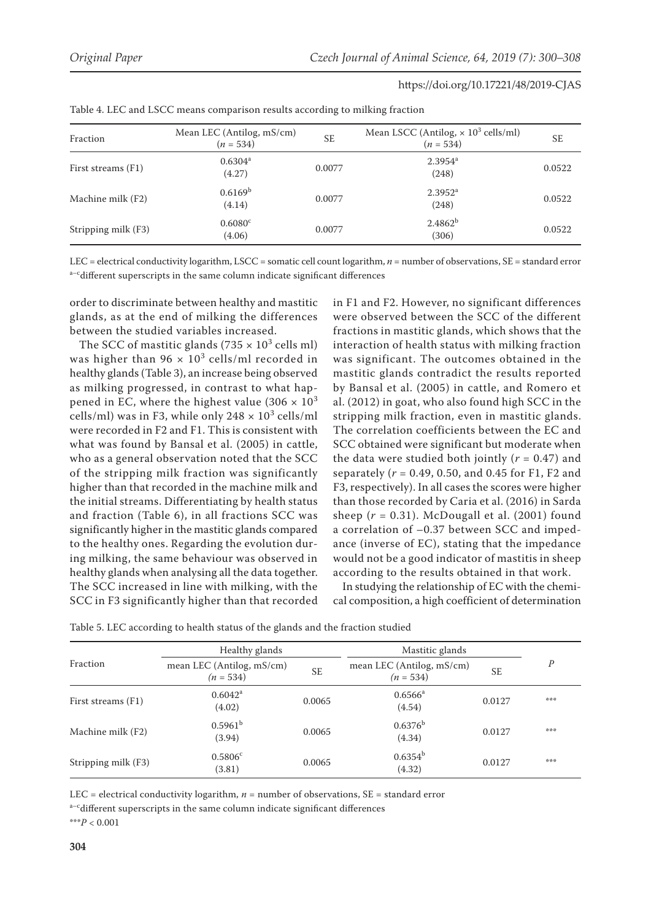Table 4. LEC and LSCC means comparison results according to milking fraction

| Fraction | Mean LEC (Antilog, mS/cm) ($n$ = 534) | SE | Mean LSCC (Antilog, $\times 10^3$ cells/ml) ($n$ = 534) | SE |
|---|---|---|---|---|
| First streams (F1) | 0.6304[a] (4.27) | 0.0077 | 2.3954[a] (248) | 0.0522 |
| Machine milk (F2) | 0.6169[b] (4.14) | 0.0077 | 2.3952[a] (248) | 0.0522 |
| Stripping milk (F3) | 0.6080[c] (4.06) | 0.0077 | 2.4862[b] (306) | 0.0522 |

LEC = electrical conductivity logarithm, LSCC = somatic cell count logarithm, $n$ = number of observations, SE = standard error
[a–c]different superscripts in the same column indicate significant differences

order to discriminate between healthy and mastitic glands, as at the end of milking the differences between the studied variables increased.

The SCC of mastitic glands ($735 \times 10^3$ cells ml) was higher than $96 \times 10^3$ cells/ml recorded in healthy glands (Table 3), an increase being observed as milking progressed, in contrast to what happened in EC, where the highest value ($306 \times 10^3$ cells/ml) was in F3, while only $248 \times 10^3$ cells/ml were recorded in F2 and F1. This is consistent with what was found by Bansal et al. (2005) in cattle, who as a general observation noted that the SCC of the stripping milk fraction was significantly higher than that recorded in the machine milk and the initial streams. Differentiating by health status and fraction (Table 6), in all fractions SCC was significantly higher in the mastitic glands compared to the healthy ones. Regarding the evolution during milking, the same behaviour was observed in healthy glands when analysing all the data together. The SCC increased in line with milking, with the SCC in F3 significantly higher than that recorded in F1 and F2. However, no significant differences were observed between the SCC of the different fractions in mastitic glands, which shows that the interaction of health status with milking fraction was significant. The outcomes obtained in the mastitic glands contradict the results reported by Bansal et al. (2005) in cattle, and Romero et al. (2012) in goat, who also found high SCC in the stripping milk fraction, even in mastitic glands. The correlation coefficients between the EC and SCC obtained were significant but moderate when the data were studied both jointly ($r = 0.47$) and separately ($r = 0.49$, 0.50, and 0.45 for F1, F2 and F3, respectively). In all cases the scores were higher than those recorded by Caria et al. (2016) in Sarda sheep ($r = 0.31$). McDougall et al. (2001) found a correlation of –0.37 between SCC and impedance (inverse of EC), stating that the impedance would not be a good indicator of mastitis in sheep according to the results obtained in that work.

In studying the relationship of EC with the chemical composition, a high coefficient of determination

Table 5. LEC according to health status of the glands and the fraction studied

| Fraction | Healthy glands | | Mastitic glands | | $P$ |
|---|---|---|---|---|---|
| | mean LEC (Antilog, mS/cm) ($n$ = 534) | SE | mean LEC (Antilog, mS/cm) ($n$ = 534) | SE | |
| First streams (F1) | 0.6042[a] (4.02) | 0.0065 | 0.6566[a] (4.54) | 0.0127 | *** |
| Machine milk (F2) | 0.5961[b] (3.94) | 0.0065 | 0.6376[b] (4.34) | 0.0127 | *** |
| Stripping milk (F3) | 0.5806[c] (3.81) | 0.0065 | 0.6354[b] (4.32) | 0.0127 | *** |

LEC = electrical conductivity logarithm, $n$ = number of observations, SE = standard error
[a–c]different superscripts in the same column indicate significant differences
***$P < 0.001$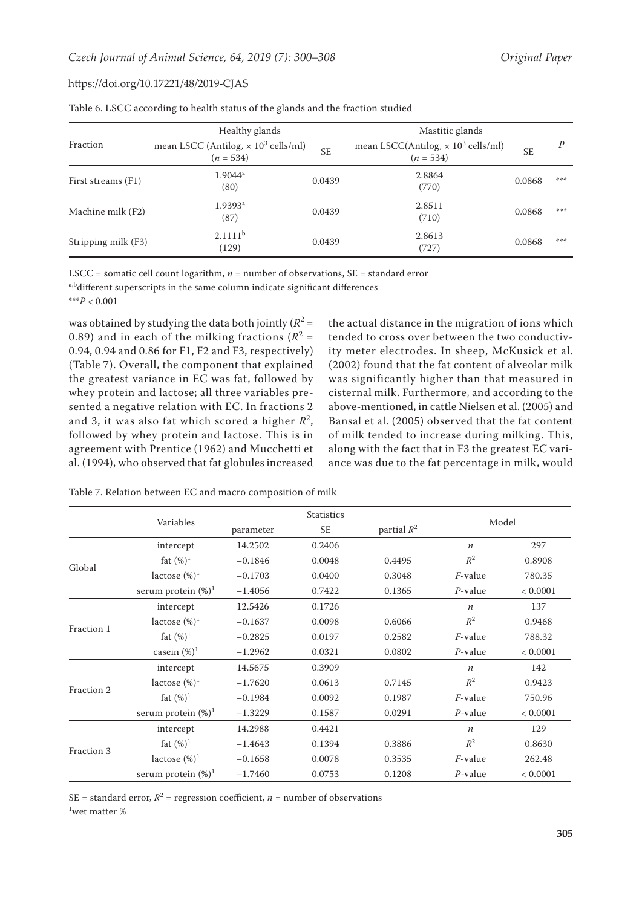Table 6. LSCC according to health status of the glands and the fraction studied

| Fraction | Healthy glands | | Mastitic glands | | $P$ |
|---|---|---|---|---|---|
| | mean LSCC (Antilog, $\times 10^3$ cells/ml) ($n$ = 534) | SE | mean LSCC(Antilog, $\times 10^3$ cells/ml) ($n$ = 534) | SE | |
| First streams (F1) | $1.9044^a$ (80) | 0.0439 | 2.8864 (770) | 0.0868 | *** |
| Machine milk (F2) | $1.9393^a$ (87) | 0.0439 | 2.8511 (710) | 0.0868 | *** |
| Stripping milk (F3) | $2.1111^b$ (129) | 0.0439 | 2.8613 (727) | 0.0868 | *** |

LSCC = somatic cell count logarithm, $n$ = number of observations, SE = standard error

[a,b]different superscripts in the same column indicate significant differences

***$P < 0.001$

was obtained by studying the data both jointly ($R^2$ = 0.89) and in each of the milking fractions ($R^2$ = 0.94, 0.94 and 0.86 for F1, F2 and F3, respectively) (Table 7). Overall, the component that explained the greatest variance in EC was fat, followed by whey protein and lactose; all three variables presented a negative relation with EC. In fractions 2 and 3, it was also fat which scored a higher $R^2$, followed by whey protein and lactose. This is in agreement with Prentice (1962) and Mucchetti et al. (1994), who observed that fat globules increased the actual distance in the migration of ions which tended to cross over between the two conductivity meter electrodes. In sheep, McKusick et al. (2002) found that the fat content of alveolar milk was significantly higher than that measured in cisternal milk. Furthermore, and according to the above-mentioned, in cattle Nielsen et al. (2005) and Bansal et al. (2005) observed that the fat content of milk tended to increase during milking. This, along with the fact that in F3 the greatest EC variance was due to the fat percentage in milk, would

Table 7. Relation between EC and macro composition of milk

| | Variables | Statistics | | | Model | |
|---|---|---|---|---|---|---|
| | | parameter | SE | partial $R^2$ | | |
| Global | intercept | 14.2502 | 0.2406 | | $n$ | 297 |
| | fat (%)[1] | −0.1846 | 0.0048 | 0.4495 | $R^2$ | 0.8908 |
| | lactose (%)[1] | −0.1703 | 0.0400 | 0.3048 | $F$-value | 780.35 |
| | serum protein (%)[1] | −1.4056 | 0.7422 | 0.1365 | $P$-value | < 0.0001 |
| Fraction 1 | intercept | 12.5426 | 0.1726 | | $n$ | 137 |
| | lactose (%)[1] | −0.1637 | 0.0098 | 0.6066 | $R^2$ | 0.9468 |
| | fat (%)[1] | −0.2825 | 0.0197 | 0.2582 | $F$-value | 788.32 |
| | casein (%)[1] | −1.2962 | 0.0321 | 0.0802 | $P$-value | < 0.0001 |
| Fraction 2 | intercept | 14.5675 | 0.3909 | | $n$ | 142 |
| | lactose (%)[1] | −1.7620 | 0.0613 | 0.7145 | $R^2$ | 0.9423 |
| | fat (%)[1] | −0.1984 | 0.0092 | 0.1987 | $F$-value | 750.96 |
| | serum protein (%)[1] | −1.3229 | 0.1587 | 0.0291 | $P$-value | < 0.0001 |
| Fraction 3 | intercept | 14.2988 | 0.4421 | | $n$ | 129 |
| | fat (%)[1] | −1.4643 | 0.1394 | 0.3886 | $R^2$ | 0.8630 |
| | lactose (%)[1] | −0.1658 | 0.0078 | 0.3535 | $F$-value | 262.48 |
| | serum protein (%)[1] | −1.7460 | 0.0753 | 0.1208 | $P$-value | < 0.0001 |

SE = standard error, $R^2$ = regression coefficient, $n$ = number of observations

[1]wet matter %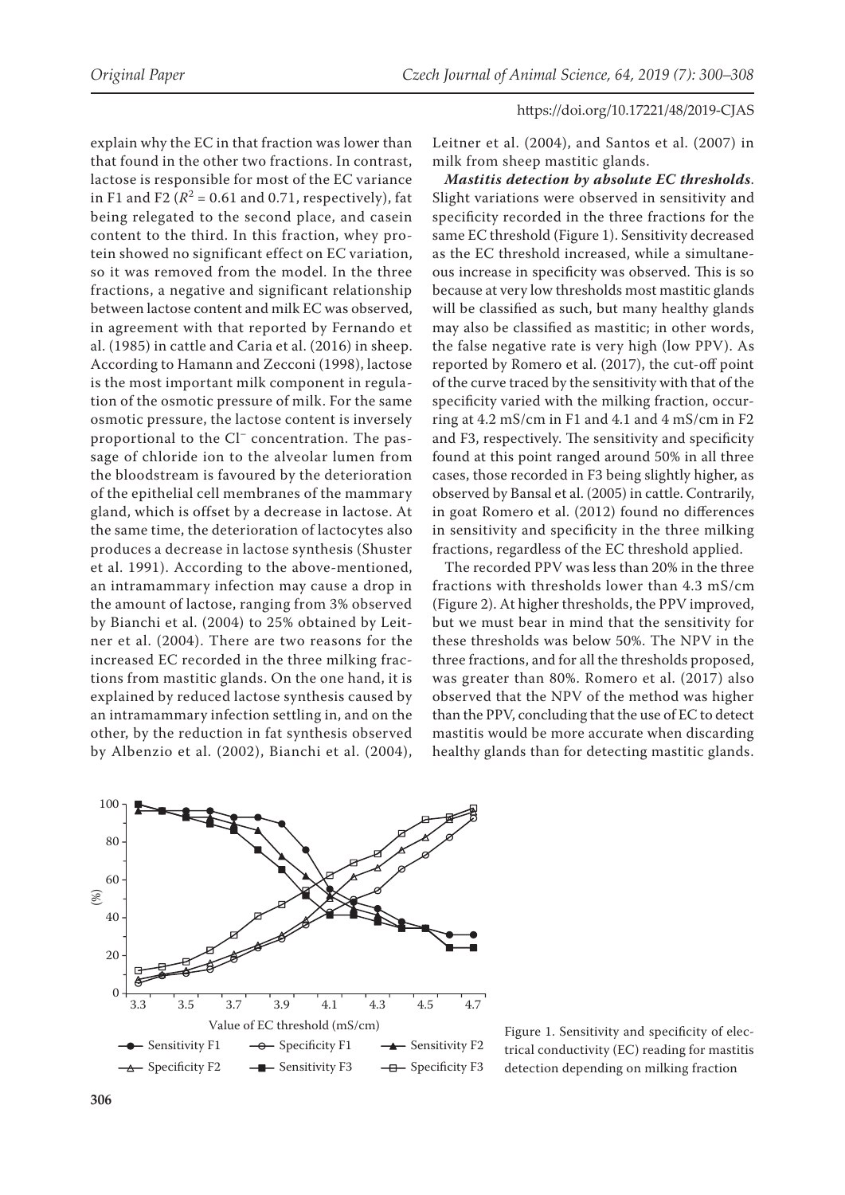explain why the EC in that fraction was lower than that found in the other two fractions. In contrast, lactose is responsible for most of the EC variance in F1 and F2 ($R^2$ = 0.61 and 0.71, respectively), fat being relegated to the second place, and casein content to the third. In this fraction, whey protein showed no significant effect on EC variation, so it was removed from the model. In the three fractions, a negative and significant relationship between lactose content and milk EC was observed, in agreement with that reported by Fernando et al. (1985) in cattle and Caria et al. (2016) in sheep. According to Hamann and Zecconi (1998), lactose is the most important milk component in regulation of the osmotic pressure of milk. For the same osmotic pressure, the lactose content is inversely proportional to the $Cl^-$ concentration. The passage of chloride ion to the alveolar lumen from the bloodstream is favoured by the deterioration of the epithelial cell membranes of the mammary gland, which is offset by a decrease in lactose. At the same time, the deterioration of lactocytes also produces a decrease in lactose synthesis (Shuster et al. 1991). According to the above-mentioned, an intramammary infection may cause a drop in the amount of lactose, ranging from 3% observed by Bianchi et al. (2004) to 25% obtained by Leitner et al. (2004). There are two reasons for the increased EC recorded in the three milking fractions from mastitic glands. On the one hand, it is explained by reduced lactose synthesis caused by an intramammary infection settling in, and on the other, by the reduction in fat synthesis observed by Albenzio et al. (2002), Bianchi et al. (2004), Leitner et al. (2004), and Santos et al. (2007) in milk from sheep mastitic glands.

***Mastitis detection by absolute EC thresholds***. Slight variations were observed in sensitivity and specificity recorded in the three fractions for the same EC threshold (Figure 1). Sensitivity decreased as the EC threshold increased, while a simultaneous increase in specificity was observed. This is so because at very low thresholds most mastitic glands will be classified as such, but many healthy glands may also be classified as mastitic; in other words, the false negative rate is very high (low PPV). As reported by Romero et al. (2017), the cut-off point of the curve traced by the sensitivity with that of the specificity varied with the milking fraction, occurring at 4.2 mS/cm in F1 and 4.1 and 4 mS/cm in F2 and F3, respectively. The sensitivity and specificity found at this point ranged around 50% in all three cases, those recorded in F3 being slightly higher, as observed by Bansal et al. (2005) in cattle. Contrarily, in goat Romero et al. (2012) found no differences in sensitivity and specificity in the three milking fractions, regardless of the EC threshold applied.

The recorded PPV was less than 20% in the three fractions with thresholds lower than 4.3 mS/cm (Figure 2). At higher thresholds, the PPV improved, but we must bear in mind that the sensitivity for these thresholds was below 50%. The NPV in the three fractions, and for all the thresholds proposed, was greater than 80%. Romero et al. (2017) also observed that the NPV of the method was higher than the PPV, concluding that the use of EC to detect mastitis would be more accurate when discarding healthy glands than for detecting mastitic glands.

Figure 1. Sensitivity and specificity of electrical conductivity (EC) reading for mastitis detection depending on milking fraction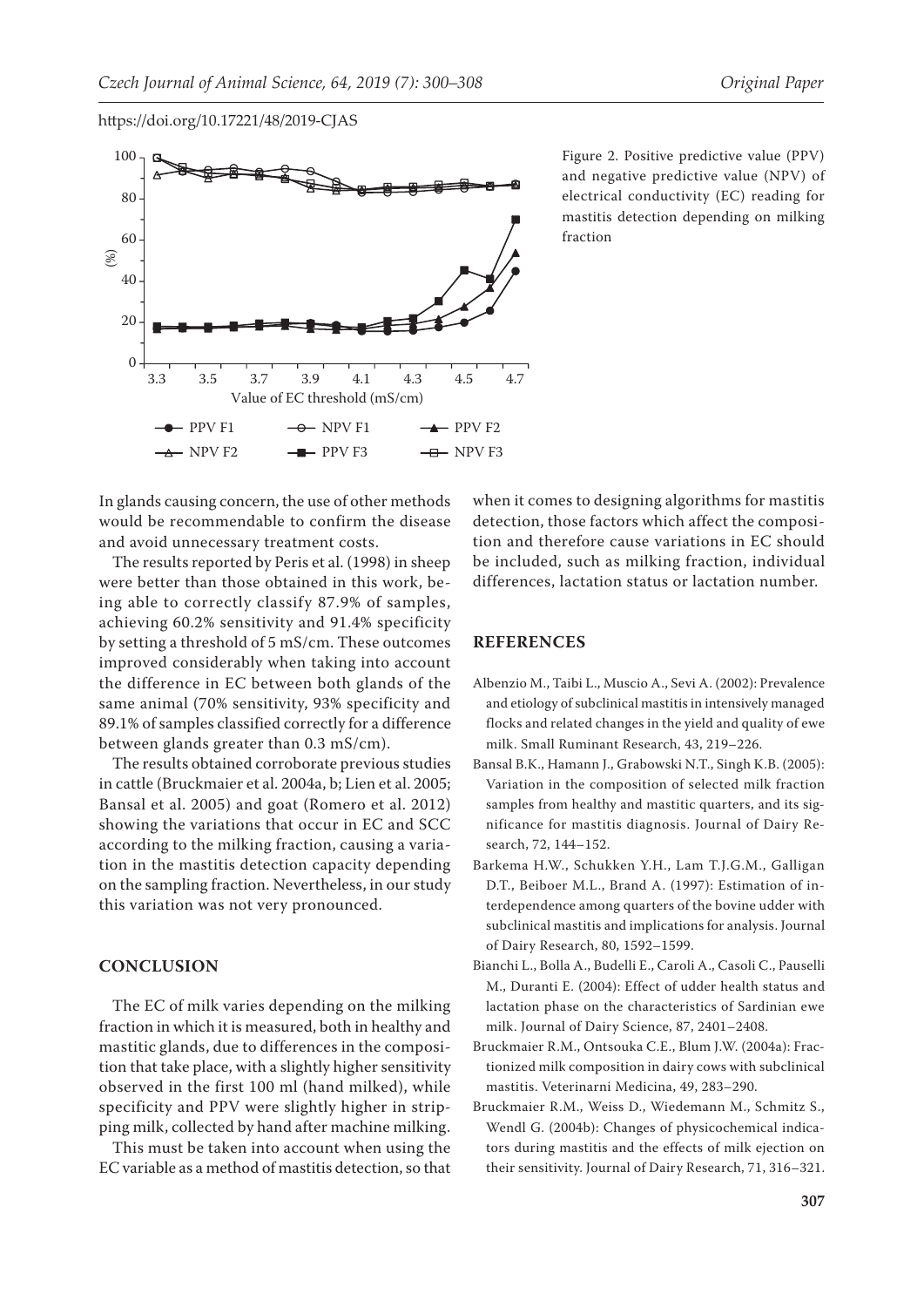Figure 2. Positive predictive value (PPV) and negative predictive value (NPV) of electrical conductivity (EC) reading for mastitis detection depending on milking fraction

In glands causing concern, the use of other methods would be recommendable to confirm the disease and avoid unnecessary treatment costs.

The results reported by Peris et al. (1998) in sheep were better than those obtained in this work, being able to correctly classify 87.9% of samples, achieving 60.2% sensitivity and 91.4% specificity by setting a threshold of 5 mS/cm. These outcomes improved considerably when taking into account the difference in EC between both glands of the same animal (70% sensitivity, 93% specificity and 89.1% of samples classified correctly for a difference between glands greater than 0.3 mS/cm).

The results obtained corroborate previous studies in cattle (Bruckmaier et al. 2004a, b; Lien et al. 2005; Bansal et al. 2005) and goat (Romero et al. 2012) showing the variations that occur in EC and SCC according to the milking fraction, causing a variation in the mastitis detection capacity depending on the sampling fraction. Nevertheless, in our study this variation was not very pronounced.

## CONCLUSION

The EC of milk varies depending on the milking fraction in which it is measured, both in healthy and mastitic glands, due to differences in the composition that take place, with a slightly higher sensitivity observed in the first 100 ml (hand milked), while specificity and PPV were slightly higher in stripping milk, collected by hand after machine milking.

This must be taken into account when using the EC variable as a method of mastitis detection, so that when it comes to designing algorithms for mastitis detection, those factors which affect the composition and therefore cause variations in EC should be included, such as milking fraction, individual differences, lactation status or lactation number.

## REFERENCES

Albenzio M., Taibi L., Muscio A., Sevi A. (2002): Prevalence and etiology of subclinical mastitis in intensively managed flocks and related changes in the yield and quality of ewe milk. Small Ruminant Research, 43, 219–226.

Bansal B.K., Hamann J., Grabowski N.T., Singh K.B. (2005): Variation in the composition of selected milk fraction samples from healthy and mastitic quarters, and its significance for mastitis diagnosis. Journal of Dairy Research, 72, 144–152.

Barkema H.W., Schukken Y.H., Lam T.J.G.M., Galligan D.T., Beiboer M.L., Brand A. (1997): Estimation of interdependence among quarters of the bovine udder with subclinical mastitis and implications for analysis. Journal of Dairy Research, 80, 1592–1599.

Bianchi L., Bolla A., Budelli E., Caroli A., Casoli C., Pauselli M., Duranti E. (2004): Effect of udder health status and lactation phase on the characteristics of Sardinian ewe milk. Journal of Dairy Science, 87, 2401–2408.

Bruckmaier R.M., Ontsouka C.E., Blum J.W. (2004a): Fractionized milk composition in dairy cows with subclinical mastitis. Veterinarni Medicina, 49, 283–290.

Bruckmaier R.M., Weiss D., Wiedemann M., Schmitz S., Wendl G. (2004b): Changes of physicochemical indicators during mastitis and the effects of milk ejection on their sensitivity. Journal of Dairy Research, 71, 316–321.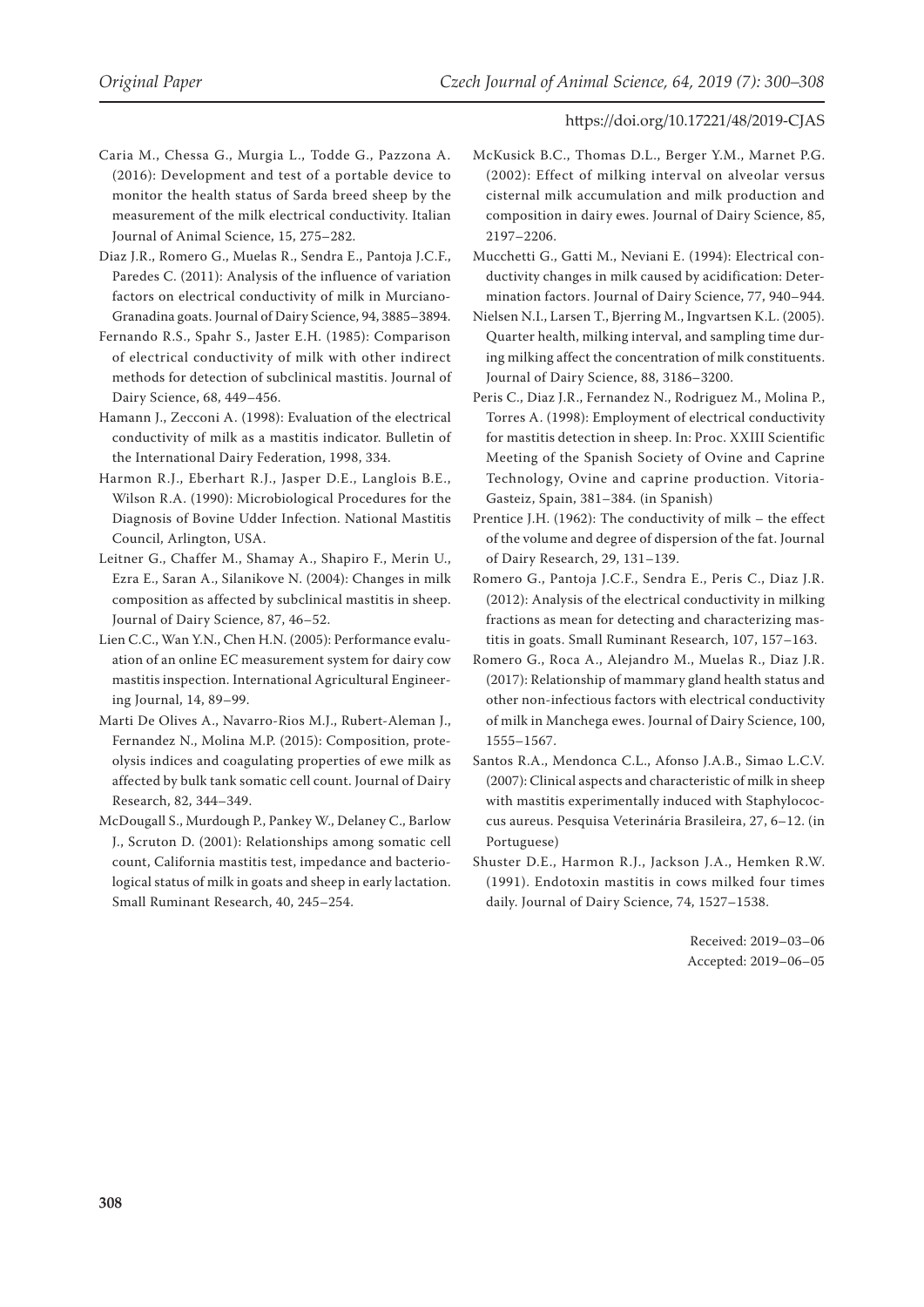Caria M., Chessa G., Murgia L., Todde G., Pazzona A. (2016): Development and test of a portable device to monitor the health status of Sarda breed sheep by the measurement of the milk electrical conductivity. Italian Journal of Animal Science, 15, 275–282.

Diaz J.R., Romero G., Muelas R., Sendra E., Pantoja J.C.F., Paredes C. (2011): Analysis of the influence of variation factors on electrical conductivity of milk in Murciano-Granadina goats. Journal of Dairy Science, 94, 3885–3894.

Fernando R.S., Spahr S., Jaster E.H. (1985): Comparison of electrical conductivity of milk with other indirect methods for detection of subclinical mastitis. Journal of Dairy Science, 68, 449–456.

Hamann J., Zecconi A. (1998): Evaluation of the electrical conductivity of milk as a mastitis indicator. Bulletin of the International Dairy Federation, 1998, 334.

Harmon R.J., Eberhart R.J., Jasper D.E., Langlois B.E., Wilson R.A. (1990): Microbiological Procedures for the Diagnosis of Bovine Udder Infection. National Mastitis Council, Arlington, USA.

Leitner G., Chaffer M., Shamay A., Shapiro F., Merin U., Ezra E., Saran A., Silanikove N. (2004): Changes in milk composition as affected by subclinical mastitis in sheep. Journal of Dairy Science, 87, 46–52.

Lien C.C., Wan Y.N., Chen H.N. (2005): Performance evaluation of an online EC measurement system for dairy cow mastitis inspection. International Agricultural Engineering Journal, 14, 89–99.

Marti De Olives A., Navarro-Rios M.J., Rubert-Aleman J., Fernandez N., Molina M.P. (2015): Composition, proteolysis indices and coagulating properties of ewe milk as affected by bulk tank somatic cell count. Journal of Dairy Research, 82, 344–349.

McDougall S., Murdough P., Pankey W., Delaney C., Barlow J., Scruton D. (2001): Relationships among somatic cell count, California mastitis test, impedance and bacteriological status of milk in goats and sheep in early lactation. Small Ruminant Research, 40, 245–254.

McKusick B.C., Thomas D.L., Berger Y.M., Marnet P.G. (2002): Effect of milking interval on alveolar versus cisternal milk accumulation and milk production and composition in dairy ewes. Journal of Dairy Science, 85, 2197–2206.

Mucchetti G., Gatti M., Neviani E. (1994): Electrical conductivity changes in milk caused by acidification: Determination factors. Journal of Dairy Science, 77, 940–944.

Nielsen N.I., Larsen T., Bjerring M., Ingvartsen K.L. (2005). Quarter health, milking interval, and sampling time during milking affect the concentration of milk constituents. Journal of Dairy Science, 88, 3186–3200.

Peris C., Diaz J.R., Fernandez N., Rodriguez M., Molina P., Torres A. (1998): Employment of electrical conductivity for mastitis detection in sheep. In: Proc. XXIII Scientific Meeting of the Spanish Society of Ovine and Caprine Technology, Ovine and caprine production. Vitoria-Gasteiz, Spain, 381–384. (in Spanish)

Prentice J.H. (1962): The conductivity of milk – the effect of the volume and degree of dispersion of the fat. Journal of Dairy Research, 29, 131–139.

Romero G., Pantoja J.C.F., Sendra E., Peris C., Diaz J.R. (2012): Analysis of the electrical conductivity in milking fractions as mean for detecting and characterizing mastitis in goats. Small Ruminant Research, 107, 157–163.

Romero G., Roca A., Alejandro M., Muelas R., Diaz J.R. (2017): Relationship of mammary gland health status and other non-infectious factors with electrical conductivity of milk in Manchega ewes. Journal of Dairy Science, 100, 1555–1567.

Santos R.A., Mendonca C.L., Afonso J.A.B., Simao L.C.V. (2007): Clinical aspects and characteristic of milk in sheep with mastitis experimentally induced with Staphylococcus aureus. Pesquisa Veterinária Brasileira, 27, 6–12. (in Portuguese)

Shuster D.E., Harmon R.J., Jackson J.A., Hemken R.W. (1991). Endotoxin mastitis in cows milked four times daily. Journal of Dairy Science, 74, 1527–1538.

Received: 2019–03–06
Accepted: 2019–06–05